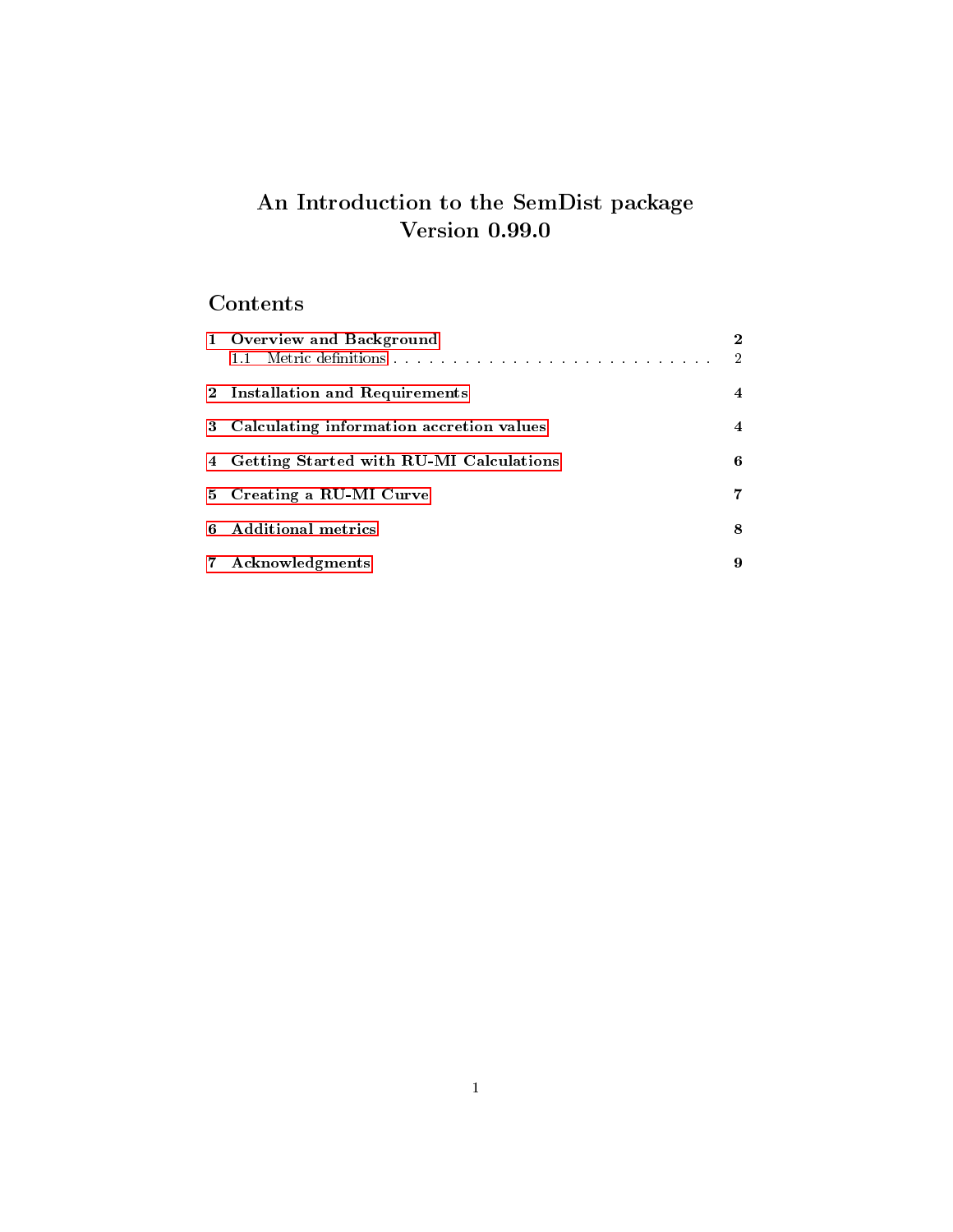# An Introduction to the SemDist package
# Version 0.99.0

## Contents

1 Overview and Background — 2
  1.1 Metric definitions — 2

2 Installation and Requirements — 4

3 Calculating information accretion values — 4

4 Getting Started with RU-MI Calculations — 6

5 Creating a RU-MI Curve — 7

6 Additional metrics — 8

7 Acknowledgments — 9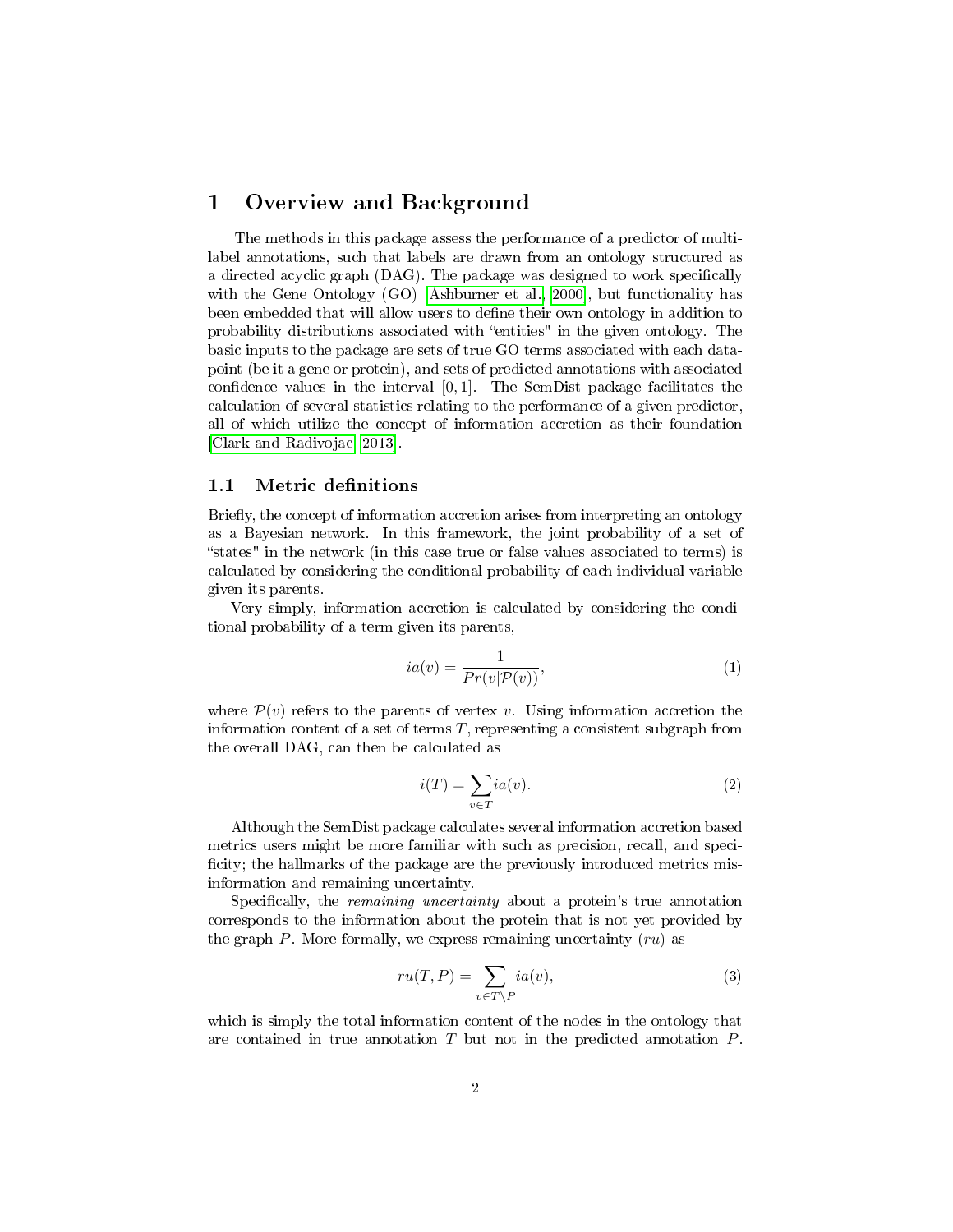# 1 Overview and Background

The methods in this package assess the performance of a predictor of multi-label annotations, such that labels are drawn from an ontology structured as a directed acyclic graph (DAG). The package was designed to work specifically with the Gene Ontology (GO) [Ashburner et al., 2000], but functionality has been embedded that will allow users to define their own ontology in addition to probability distributions associated with "entities" in the given ontology. The basic inputs to the package are sets of true GO terms associated with each datapoint (be it a gene or protein), and sets of predicted annotations with associated confidence values in the interval $[0, 1]$. The SemDist package facilitates the calculation of several statistics relating to the performance of a given predictor, all of which utilize the concept of information accretion as their foundation [Clark and Radivojac, 2013].

## 1.1 Metric definitions

Briefly, the concept of information accretion arises from interpreting an ontology as a Bayesian network. In this framework, the joint probability of a set of "states" in the network (in this case true or false values associated to terms) is calculated by considering the conditional probability of each individual variable given its parents.

Very simply, information accretion is calculated by considering the conditional probability of a term given its parents,

$$ia(v) = \frac{1}{Pr(v|\mathcal{P}(v))}, \tag{1}$$

where $\mathcal{P}(v)$ refers to the parents of vertex $v$. Using information accretion the information content of a set of terms $T$, representing a consistent subgraph from the overall DAG, can then be calculated as

$$i(T) = \sum_{v \in T} ia(v). \tag{2}$$

Although the SemDist package calculates several information accretion based metrics users might be more familiar with such as precision, recall, and specificity; the hallmarks of the package are the previously introduced metrics misinformation and remaining uncertainty.

Specifically, the *remaining uncertainty* about a protein's true annotation corresponds to the information about the protein that is not yet provided by the graph $P$. More formally, we express remaining uncertainty ($ru$) as

$$ru(T, P) = \sum_{v \in T \setminus P} ia(v), \tag{3}$$

which is simply the total information content of the nodes in the ontology that are contained in true annotation $T$ but not in the predicted annotation $P$.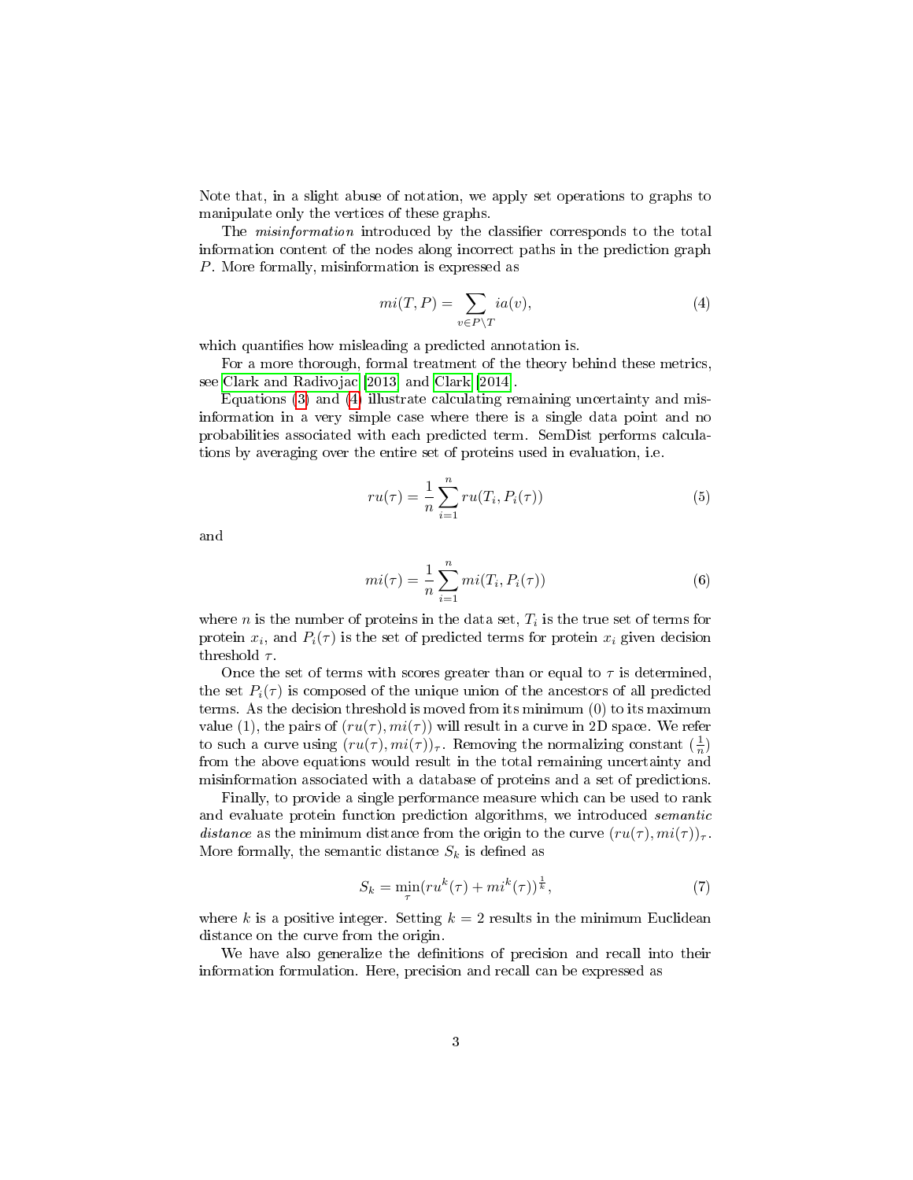Note that, in a slight abuse of notation, we apply set operations to graphs to manipulate only the vertices of these graphs.

The *misinformation* introduced by the classifier corresponds to the total information content of the nodes along incorrect paths in the prediction graph $P$. More formally, misinformation is expressed as

$$mi(T,P) = \sum_{v \in P \setminus T} ia(v), \tag{4}$$

which quantifies how misleading a predicted annotation is.

For a more thorough, formal treatment of the theory behind these metrics, see Clark and Radivojac [2013] and Clark [2014].

Equations (3) and (4) illustrate calculating remaining uncertainty and misinformation in a very simple case where there is a single data point and no probabilities associated with each predicted term. SemDist performs calculations by averaging over the entire set of proteins used in evaluation, i.e.

$$ru(\tau) = \frac{1}{n} \sum_{i=1}^{n} ru(T_i, P_i(\tau)) \tag{5}$$

and

$$mi(\tau) = \frac{1}{n} \sum_{i=1}^{n} mi(T_i, P_i(\tau)) \tag{6}$$

where $n$ is the number of proteins in the data set, $T_i$ is the true set of terms for protein $x_i$, and $P_i(\tau)$ is the set of predicted terms for protein $x_i$ given decision threshold $\tau$.

Once the set of terms with scores greater than or equal to $\tau$ is determined, the set $P_i(\tau)$ is composed of the unique union of the ancestors of all predicted terms. As the decision threshold is moved from its minimum (0) to its maximum value (1), the pairs of $(ru(\tau), mi(\tau))$ will result in a curve in 2D space. We refer to such a curve using $(ru(\tau), mi(\tau))_\tau$. Removing the normalizing constant $(\frac{1}{n})$ from the above equations would result in the total remaining uncertainty and misinformation associated with a database of proteins and a set of predictions.

Finally, to provide a single performance measure which can be used to rank and evaluate protein function prediction algorithms, we introduced *semantic distance* as the minimum distance from the origin to the curve $(ru(\tau), mi(\tau))_\tau$. More formally, the semantic distance $S_k$ is defined as

$$S_k = \min_\tau (ru^k(\tau) + mi^k(\tau))^{\frac{1}{k}}, \tag{7}$$

where $k$ is a positive integer. Setting $k = 2$ results in the minimum Euclidean distance on the curve from the origin.

We have also generalize the definitions of precision and recall into their information formulation. Here, precision and recall can be expressed as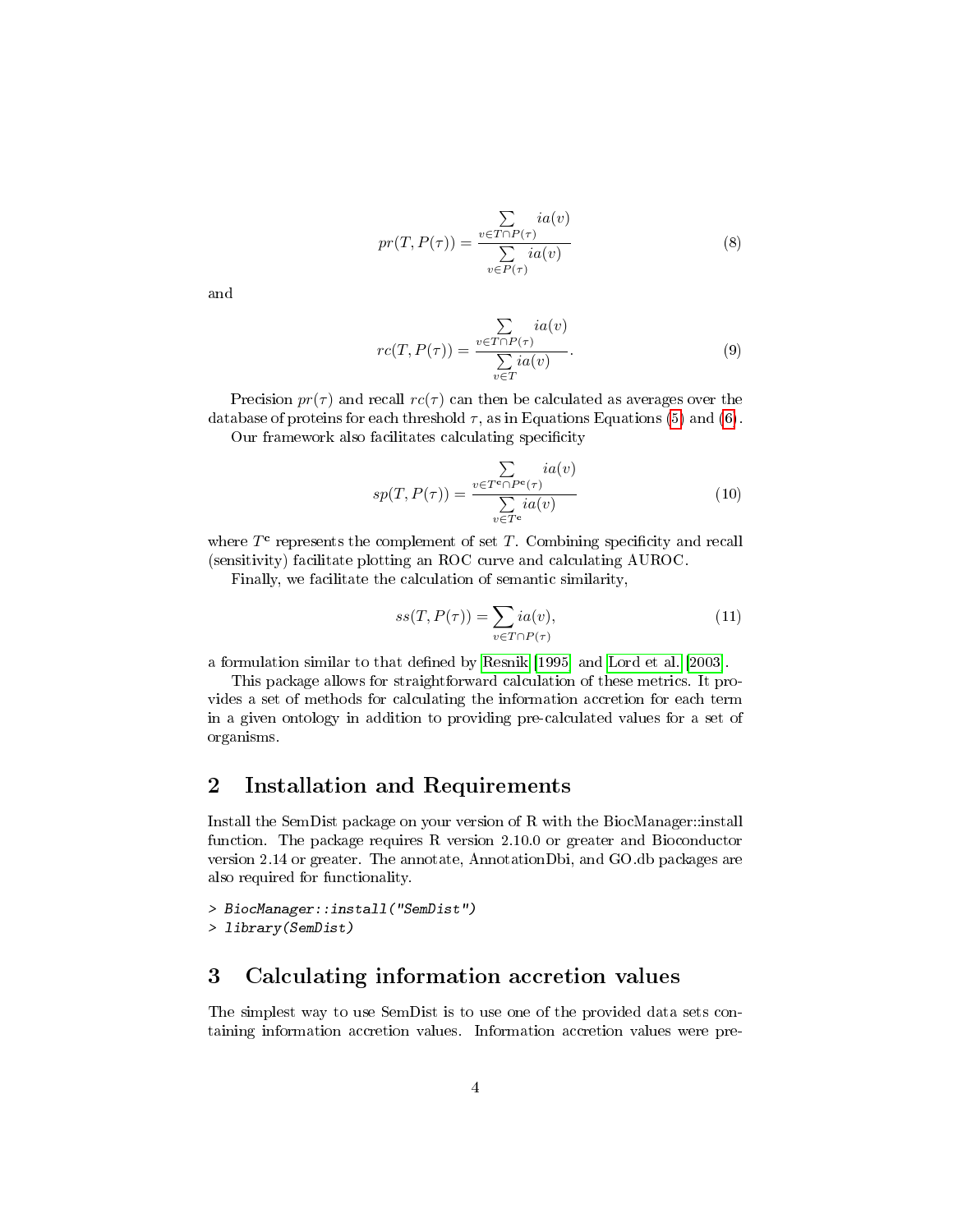$$pr(T, P(\tau)) = \frac{\sum_{v \in T \cap P(\tau)} ia(v)}{\sum_{v \in P(\tau)} ia(v)} \tag{8}$$

and

$$rc(T, P(\tau)) = \frac{\sum_{v \in T \cap P(\tau)} ia(v)}{\sum_{v \in T} ia(v)}. \tag{9}$$

Precision $pr(\tau)$ and recall $rc(\tau)$ can then be calculated as averages over the database of proteins for each threshold $\tau$, as in Equations Equations (5) and (6).

Our framework also facilitates calculating specificity

$$sp(T, P(\tau)) = \frac{\sum_{v \in T^{\mathbf{c}} \cap P^{\mathbf{c}}(\tau)} ia(v)}{\sum_{v \in T^{\mathbf{c}}} ia(v)} \tag{10}$$

where $T^{\mathbf{c}}$ represents the complement of set $T$. Combining specificity and recall (sensitivity) facilitate plotting an ROC curve and calculating AUROC.

Finally, we facilitate the calculation of semantic similarity,

$$ss(T, P(\tau)) = \sum_{v \in T \cap P(\tau)} ia(v), \tag{11}$$

a formulation similar to that defined by Resnik [1995] and Lord et al. [2003].

This package allows for straightforward calculation of these metrics. It provides a set of methods for calculating the information accretion for each term in a given ontology in addition to providing pre-calculated values for a set of organisms.

## 2 Installation and Requirements

Install the SemDist package on your version of R with the BiocManager::install function. The package requires R version 2.10.0 or greater and Bioconductor version 2.14 or greater. The annotate, AnnotationDbi, and GO.db packages are also required for functionality.

```
> BiocManager::install("SemDist")
> library(SemDist)
```

## 3 Calculating information accretion values

The simplest way to use SemDist is to use one of the provided data sets containing information accretion values. Information accretion values were pre-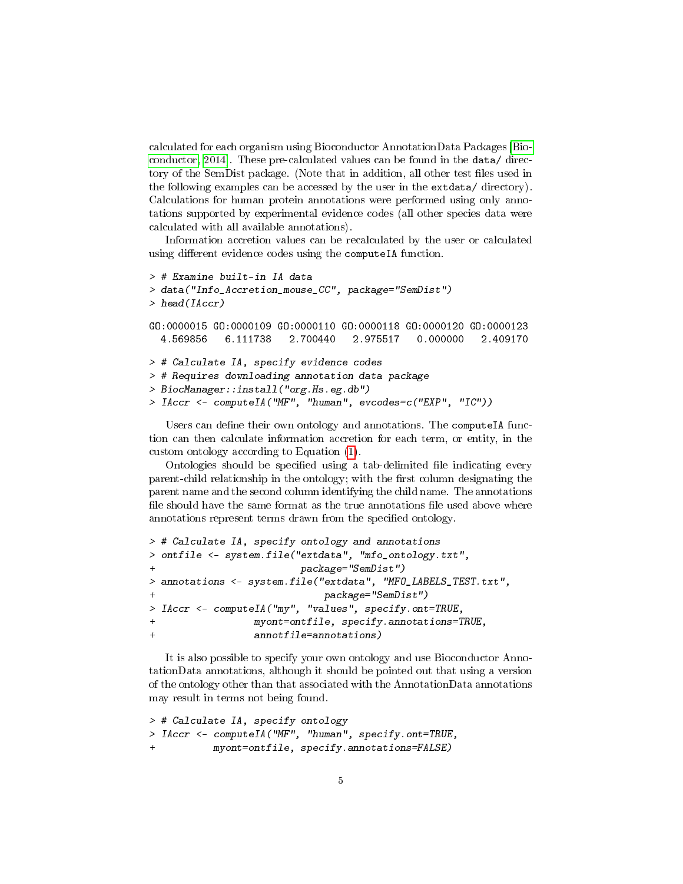calculated for each organism using Bioconductor AnnotationData Packages [Bioconductor, 2014]. These pre-calculated values can be found in the `data/` directory of the SemDist package. (Note that in addition, all other test files used in the following examples can be accessed by the user in the `extdata/` directory). Calculations for human protein annotations were performed using only annotations supported by experimental evidence codes (all other species data were calculated with all available annotations).

Information accretion values can be recalculated by the user or calculated using different evidence codes using the `computeIA` function.

```
> # Examine built-in IA data
> data("Info_Accretion_mouse_CC", package="SemDist")
> head(IAccr)

GO:0000015 GO:0000109 GO:0000110 GO:0000118 GO:0000120 GO:0000123
  4.569856   6.111738   2.700440   2.975517   0.000000   2.409170

> # Calculate IA, specify evidence codes
> # Requires downloading annotation data package
> BiocManager::install("org.Hs.eg.db")
> IAccr <- computeIA("MF", "human", evcodes=c("EXP", "IC"))
```

Users can define their own ontology and annotations. The `computeIA` function can then calculate information accretion for each term, or entity, in the custom ontology according to Equation (1).

Ontologies should be specified using a tab-delimited file indicating every parent-child relationship in the ontology; with the first column designating the parent name and the second column identifying the child name. The annotations file should have the same format as the true annotations file used above where annotations represent terms drawn from the specified ontology.

```
> # Calculate IA, specify ontology and annotations
> ontfile <- system.file("extdata", "mfo_ontology.txt",
+                        package="SemDist")
> annotations <- system.file("extdata", "MFO_LABELS_TEST.txt",
+                            package="SemDist")
> IAccr <- computeIA("my", "values", specify.ont=TRUE,
+                  myont=ontfile, specify.annotations=TRUE,
+                  annotfile=annotations)
```

It is also possible to specify your own ontology and use Bioconductor AnnotationData annotations, although it should be pointed out that using a version of the ontology other than that associated with the AnnotationData annotations may result in terms not being found.

```
> # Calculate IA, specify ontology
> IAccr <- computeIA("MF", "human", specify.ont=TRUE,
+          myont=ontfile, specify.annotations=FALSE)
```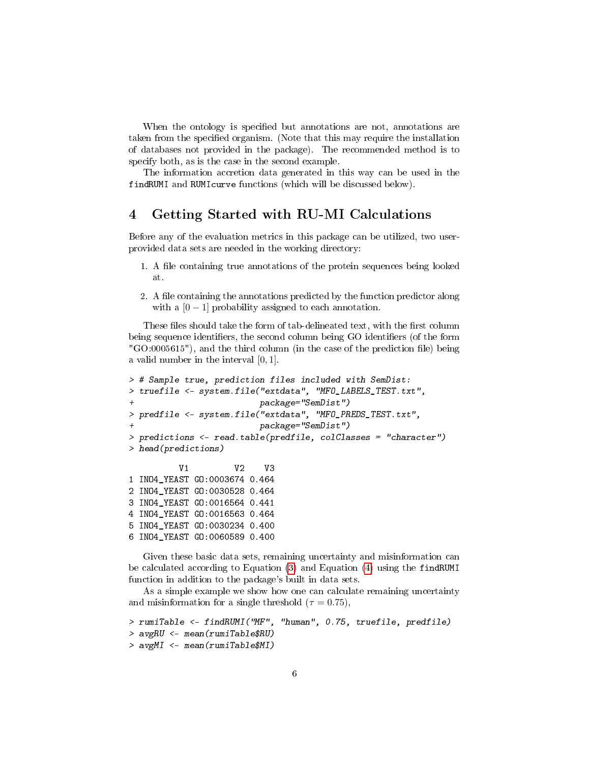When the ontology is specified but annotations are not, annotations are taken from the specified organism. (Note that this may require the installation of databases not provided in the package). The recommended method is to specify both, as is the case in the second example.

The information accretion data generated in this way can be used in the `findRUMI` and `RUMIcurve` functions (which will be discussed below).

## 4 Getting Started with RU-MI Calculations

Before any of the evaluation metrics in this package can be utilized, two user-provided data sets are needed in the working directory:

1. A file containing true annotations of the protein sequences being looked at.
2. A file containing the annotations predicted by the function predictor along with a $[0-1]$ probability assigned to each annotation.

These files should take the form of tab-delineated text, with the first column being sequence identifiers, the second column being GO identifiers (of the form "GO:0005615"), and the third column (in the case of the prediction file) being a valid number in the interval $[0, 1]$.

```
> # Sample true, prediction files included with SemDist:
> truefile <- system.file("extdata", "MFO_LABELS_TEST.txt",
+                         package="SemDist")
> predfile <- system.file("extdata", "MFO_PREDS_TEST.txt",
+                         package="SemDist")
> predictions <- read.table(predfile, colClasses = "character")
> head(predictions)
```

```
          V1         V2    V3
1 INO4_YEAST GO:0003674 0.464
2 INO4_YEAST GO:0030528 0.464
3 INO4_YEAST GO:0016564 0.441
4 INO4_YEAST GO:0016563 0.464
5 INO4_YEAST GO:0030234 0.400
6 INO4_YEAST GO:0060589 0.400
```

Given these basic data sets, remaining uncertainty and misinformation can be calculated according to Equation (3) and Equation (4) using the `findRUMI` function in addition to the package's built in data sets.

As a simple example we show how one can calculate remaining uncertainty and misinformation for a single threshold ($\tau = 0.75$),

```
> rumiTable <- findRUMI("MF", "human", 0.75, truefile, predfile)
> avgRU <- mean(rumiTable$RU)
> avgMI <- mean(rumiTable$MI)
```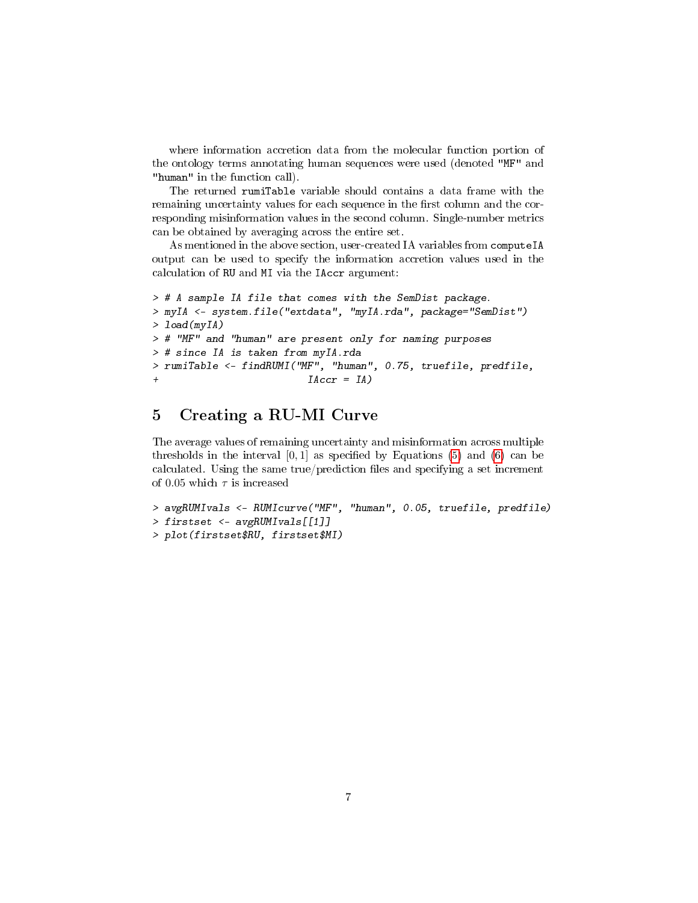where information accretion data from the molecular function portion of the ontology terms annotating human sequences were used (denoted `"MF"` and `"human"` in the function call).

The returned `rumiTable` variable should contains a data frame with the remaining uncertainty values for each sequence in the first column and the corresponding misinformation values in the second column. Single-number metrics can be obtained by averaging across the entire set.

As mentioned in the above section, user-created IA variables from `computeIA` output can be used to specify the information accretion values used in the calculation of `RU` and `MI` via the `IAccr` argument:

```
> # A sample IA file that comes with the SemDist package.
> myIA <- system.file("extdata", "myIA.rda", package="SemDist")
> load(myIA)
> # "MF" and "human" are present only for naming purposes
> # since IA is taken from myIA.rda
> rumiTable <- findRUMI("MF", "human", 0.75, truefile, predfile,
+                        IAccr = IA)
```

## 5 Creating a RU-MI Curve

The average values of remaining uncertainty and misinformation across multiple thresholds in the interval $[0, 1]$ as specified by Equations (5) and (6) can be calculated. Using the same true/prediction files and specifying a set increment of 0.05 which $\tau$ is increased

```
> avgRUMIvals <- RUMIcurve("MF", "human", 0.05, truefile, predfile)
> firstset <- avgRUMIvals[[1]]
> plot(firstset$RU, firstset$MI)
```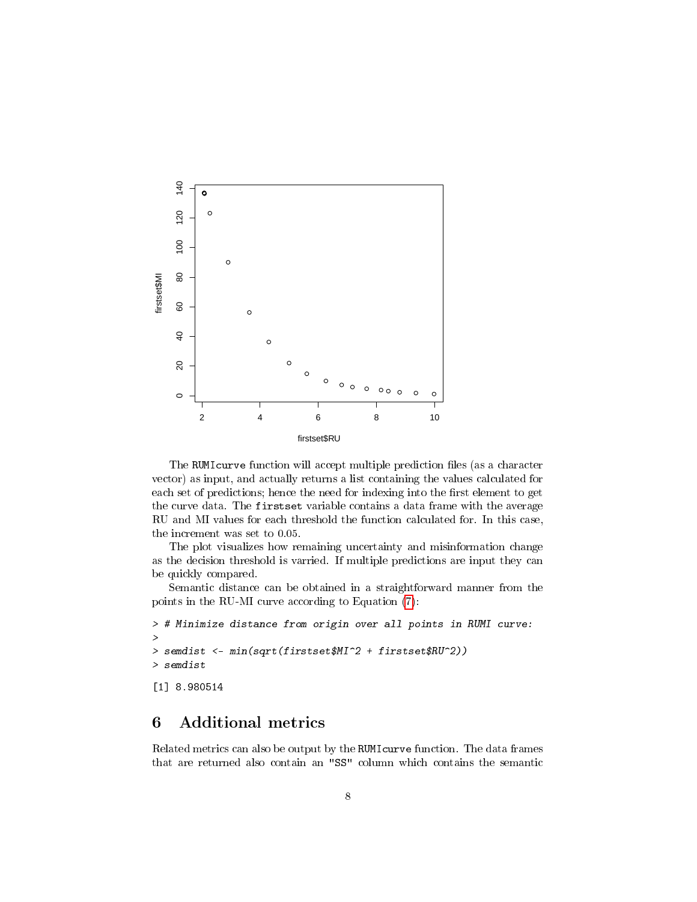The `RUMIcurve` function will accept multiple prediction files (as a character vector) as input, and actually returns a list containing the values calculated for each set of predictions; hence the need for indexing into the first element to get the curve data. The `firstset` variable contains a data frame with the average RU and MI values for each threshold the function calculated for. In this case, the increment was set to 0.05.

The plot visualizes how remaining uncertainty and misinformation change as the decision threshold is varried. If multiple predictions are input they can be quickly compared.

Semantic distance can be obtained in a straightforward manner from the points in the RU-MI curve according to Equation (7):

```
> # Minimize distance from origin over all points in RUMI curve:
>
> semdist <- min(sqrt(firstset$MI^2 + firstset$RU^2))
> semdist

[1] 8.980514
```

## 6 Additional metrics

Related metrics can also be output by the `RUMIcurve` function. The data frames that are returned also contain an `"SS"` column which contains the semantic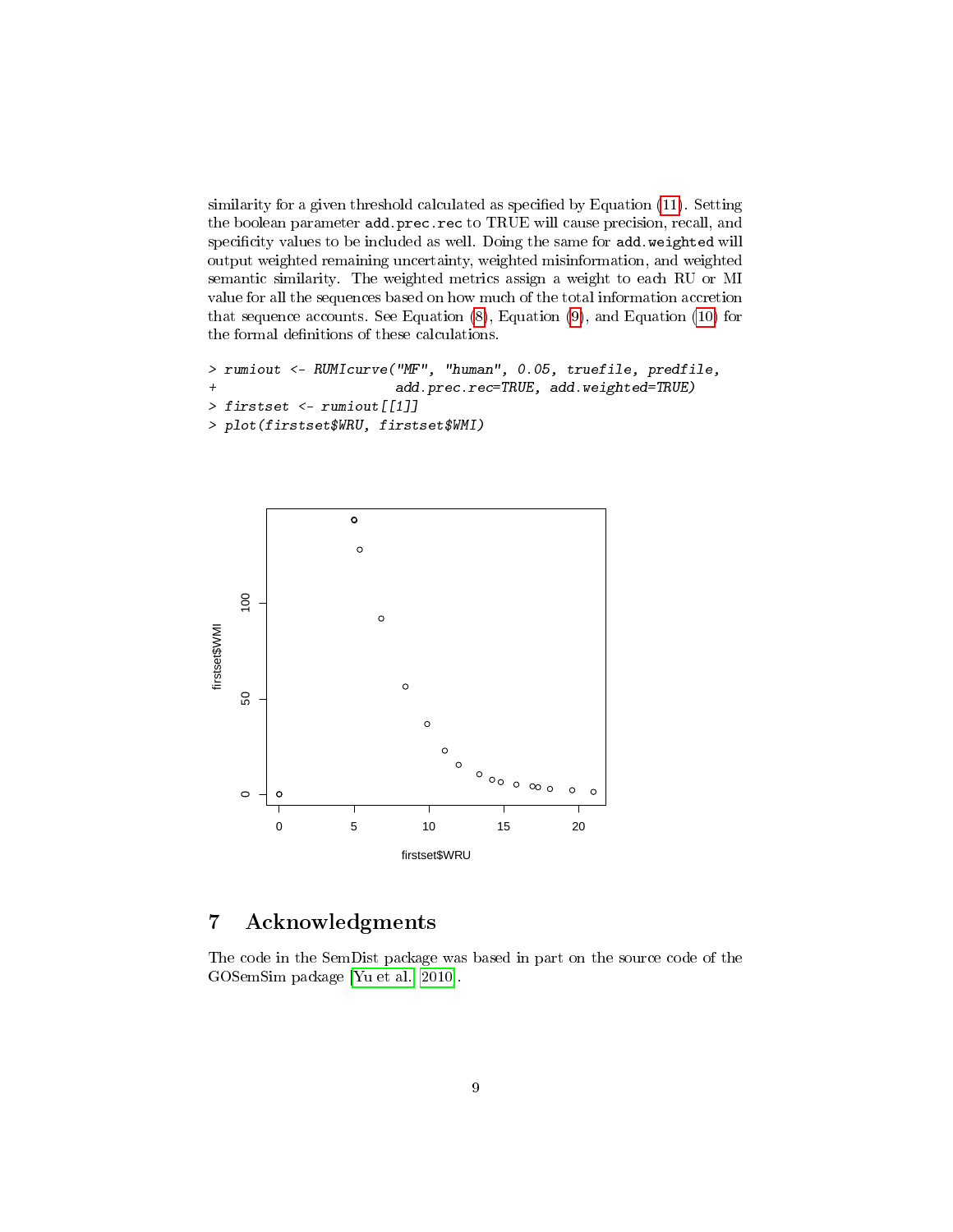similarity for a given threshold calculated as specified by Equation (11). Setting the boolean parameter `add.prec.rec` to TRUE will cause precision, recall, and specificity values to be included as well. Doing the same for `add.weighted` will output weighted remaining uncertainty, weighted misinformation, and weighted semantic similarity. The weighted metrics assign a weight to each RU or MI value for all the sequences based on how much of the total information accretion that sequence accounts. See Equation (8), Equation (9), and Equation (10) for the formal definitions of these calculations.

```
> rumiout <- RUMIcurve("MF", "human", 0.05, truefile, predfile,
+                      add.prec.rec=TRUE, add.weighted=TRUE)
> firstset <- rumiout[[1]]
> plot(firstset$WRU, firstset$WMI)
```

## 7 Acknowledgments

The code in the SemDist package was based in part on the source code of the GOSemSim package [Yu et al., 2010].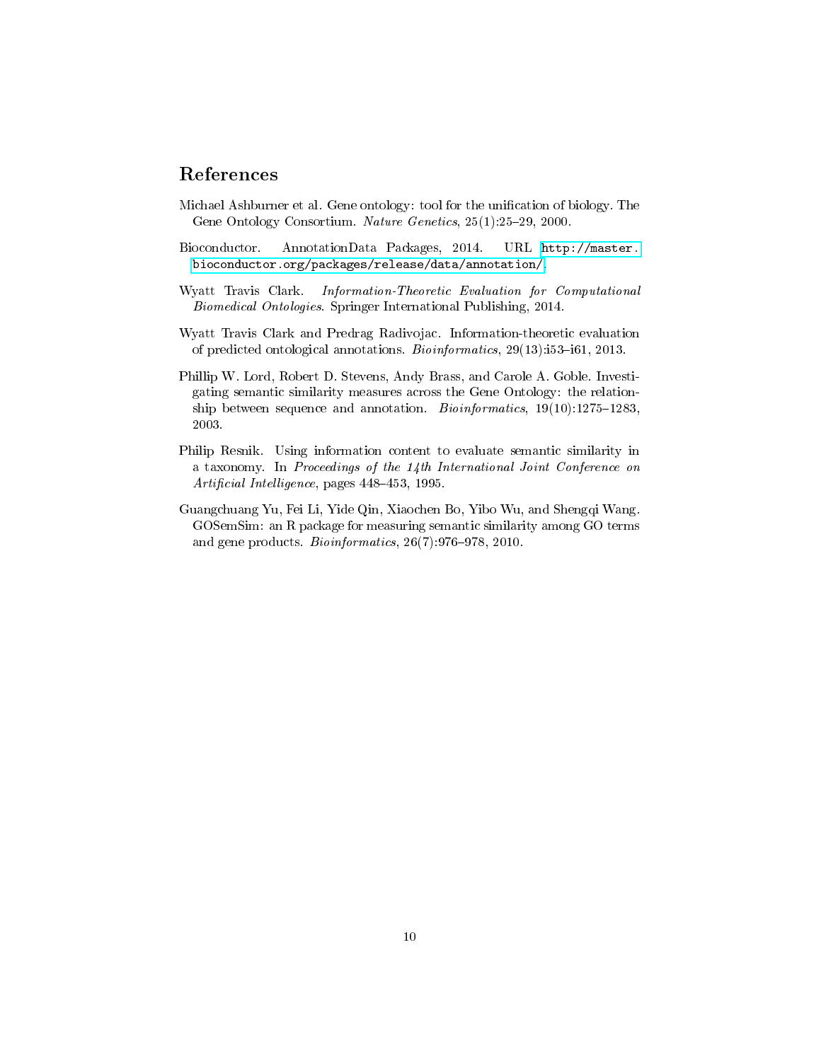## References

Michael Ashburner et al. Gene ontology: tool for the unification of biology. The Gene Ontology Consortium. *Nature Genetics*, 25(1):25–29, 2000.

Bioconductor. AnnotationData Packages, 2014. URL http://master.bioconductor.org/packages/release/data/annotation/.

Wyatt Travis Clark. *Information-Theoretic Evaluation for Computational Biomedical Ontologies*. Springer International Publishing, 2014.

Wyatt Travis Clark and Predrag Radivojac. Information-theoretic evaluation of predicted ontological annotations. *Bioinformatics*, 29(13):i53–i61, 2013.

Phillip W. Lord, Robert D. Stevens, Andy Brass, and Carole A. Goble. Investigating semantic similarity measures across the Gene Ontology: the relationship between sequence and annotation. *Bioinformatics*, 19(10):1275–1283, 2003.

Philip Resnik. Using information content to evaluate semantic similarity in a taxonomy. In *Proceedings of the 14th International Joint Conference on Artificial Intelligence*, pages 448–453, 1995.

Guangchuang Yu, Fei Li, Yide Qin, Xiaochen Bo, Yibo Wu, and Shengqi Wang. GOSemSim: an R package for measuring semantic similarity among GO terms and gene products. *Bioinformatics*, 26(7):976–978, 2010.